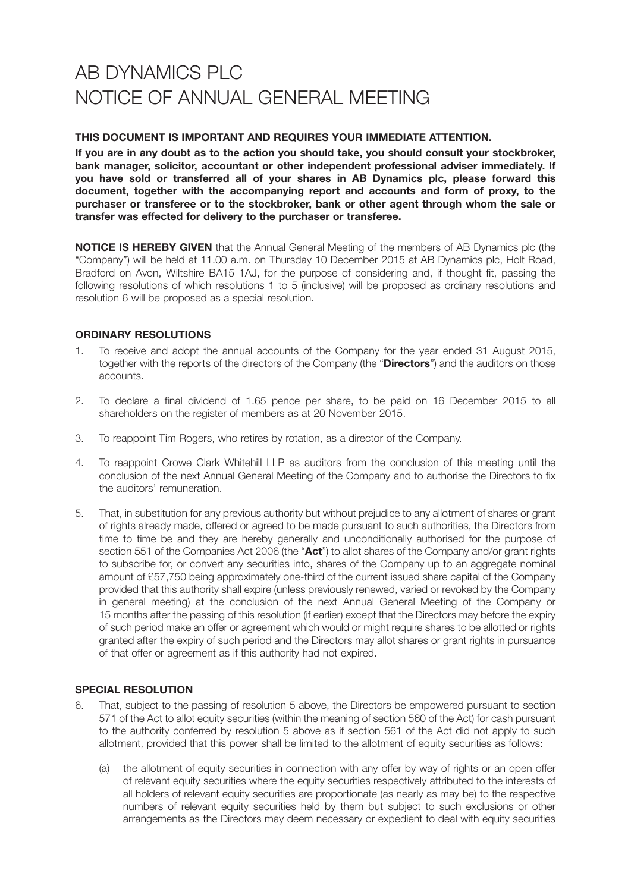# AB DYNAMICS PLC
# NOTICE OF ANNUAL GENERAL MEETING

**THIS DOCUMENT IS IMPORTANT AND REQUIRES YOUR IMMEDIATE ATTENTION.**

**If you are in any doubt as to the action you should take, you should consult your stockbroker, bank manager, solicitor, accountant or other independent professional adviser immediately. If you have sold or transferred all of your shares in AB Dynamics plc, please forward this document, together with the accompanying report and accounts and form of proxy, to the purchaser or transferee or to the stockbroker, bank or other agent through whom the sale or transfer was effected for delivery to the purchaser or transferee.**

**NOTICE IS HEREBY GIVEN** that the Annual General Meeting of the members of AB Dynamics plc (the "Company") will be held at 11.00 a.m. on Thursday 10 December 2015 at AB Dynamics plc, Holt Road, Bradford on Avon, Wiltshire BA15 1AJ, for the purpose of considering and, if thought fit, passing the following resolutions of which resolutions 1 to 5 (inclusive) will be proposed as ordinary resolutions and resolution 6 will be proposed as a special resolution.

## ORDINARY RESOLUTIONS

1. To receive and adopt the annual accounts of the Company for the year ended 31 August 2015, together with the reports of the directors of the Company (the "**Directors**") and the auditors on those accounts.

2. To declare a final dividend of 1.65 pence per share, to be paid on 16 December 2015 to all shareholders on the register of members as at 20 November 2015.

3. To reappoint Tim Rogers, who retires by rotation, as a director of the Company.

4. To reappoint Crowe Clark Whitehill LLP as auditors from the conclusion of this meeting until the conclusion of the next Annual General Meeting of the Company and to authorise the Directors to fix the auditors' remuneration.

5. That, in substitution for any previous authority but without prejudice to any allotment of shares or grant of rights already made, offered or agreed to be made pursuant to such authorities, the Directors from time to time be and they are hereby generally and unconditionally authorised for the purpose of section 551 of the Companies Act 2006 (the "**Act**") to allot shares of the Company and/or grant rights to subscribe for, or convert any securities into, shares of the Company up to an aggregate nominal amount of £57,750 being approximately one-third of the current issued share capital of the Company provided that this authority shall expire (unless previously renewed, varied or revoked by the Company in general meeting) at the conclusion of the next Annual General Meeting of the Company or 15 months after the passing of this resolution (if earlier) except that the Directors may before the expiry of such period make an offer or agreement which would or might require shares to be allotted or rights granted after the expiry of such period and the Directors may allot shares or grant rights in pursuance of that offer or agreement as if this authority had not expired.

## SPECIAL RESOLUTION

6. That, subject to the passing of resolution 5 above, the Directors be empowered pursuant to section 571 of the Act to allot equity securities (within the meaning of section 560 of the Act) for cash pursuant to the authority conferred by resolution 5 above as if section 561 of the Act did not apply to such allotment, provided that this power shall be limited to the allotment of equity securities as follows:

   (a) the allotment of equity securities in connection with any offer by way of rights or an open offer of relevant equity securities where the equity securities respectively attributed to the interests of all holders of relevant equity securities are proportionate (as nearly as may be) to the respective numbers of relevant equity securities held by them but subject to such exclusions or other arrangements as the Directors may deem necessary or expedient to deal with equity securities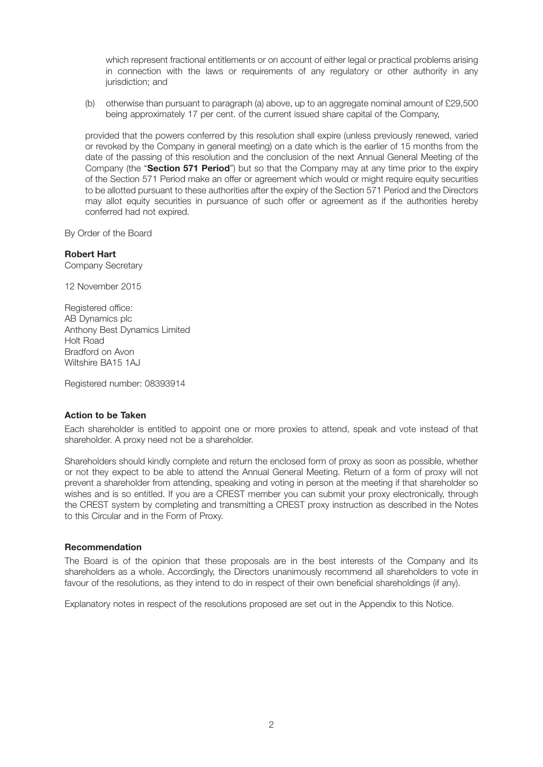which represent fractional entitlements or on account of either legal or practical problems arising in connection with the laws or requirements of any regulatory or other authority in any jurisdiction; and

(b) otherwise than pursuant to paragraph (a) above, up to an aggregate nominal amount of £29,500 being approximately 17 per cent. of the current issued share capital of the Company,

provided that the powers conferred by this resolution shall expire (unless previously renewed, varied or revoked by the Company in general meeting) on a date which is the earlier of 15 months from the date of the passing of this resolution and the conclusion of the next Annual General Meeting of the Company (the "**Section 571 Period**") but so that the Company may at any time prior to the expiry of the Section 571 Period make an offer or agreement which would or might require equity securities to be allotted pursuant to these authorities after the expiry of the Section 571 Period and the Directors may allot equity securities in pursuance of such offer or agreement as if the authorities hereby conferred had not expired.

By Order of the Board

**Robert Hart**
Company Secretary

12 November 2015

Registered office:
AB Dynamics plc
Anthony Best Dynamics Limited
Holt Road
Bradford on Avon
Wiltshire BA15 1AJ

Registered number: 08393914

**Action to be Taken**

Each shareholder is entitled to appoint one or more proxies to attend, speak and vote instead of that shareholder. A proxy need not be a shareholder.

Shareholders should kindly complete and return the enclosed form of proxy as soon as possible, whether or not they expect to be able to attend the Annual General Meeting. Return of a form of proxy will not prevent a shareholder from attending, speaking and voting in person at the meeting if that shareholder so wishes and is so entitled. If you are a CREST member you can submit your proxy electronically, through the CREST system by completing and transmitting a CREST proxy instruction as described in the Notes to this Circular and in the Form of Proxy.

**Recommendation**

The Board is of the opinion that these proposals are in the best interests of the Company and its shareholders as a whole. Accordingly, the Directors unanimously recommend all shareholders to vote in favour of the resolutions, as they intend to do in respect of their own beneficial shareholdings (if any).

Explanatory notes in respect of the resolutions proposed are set out in the Appendix to this Notice.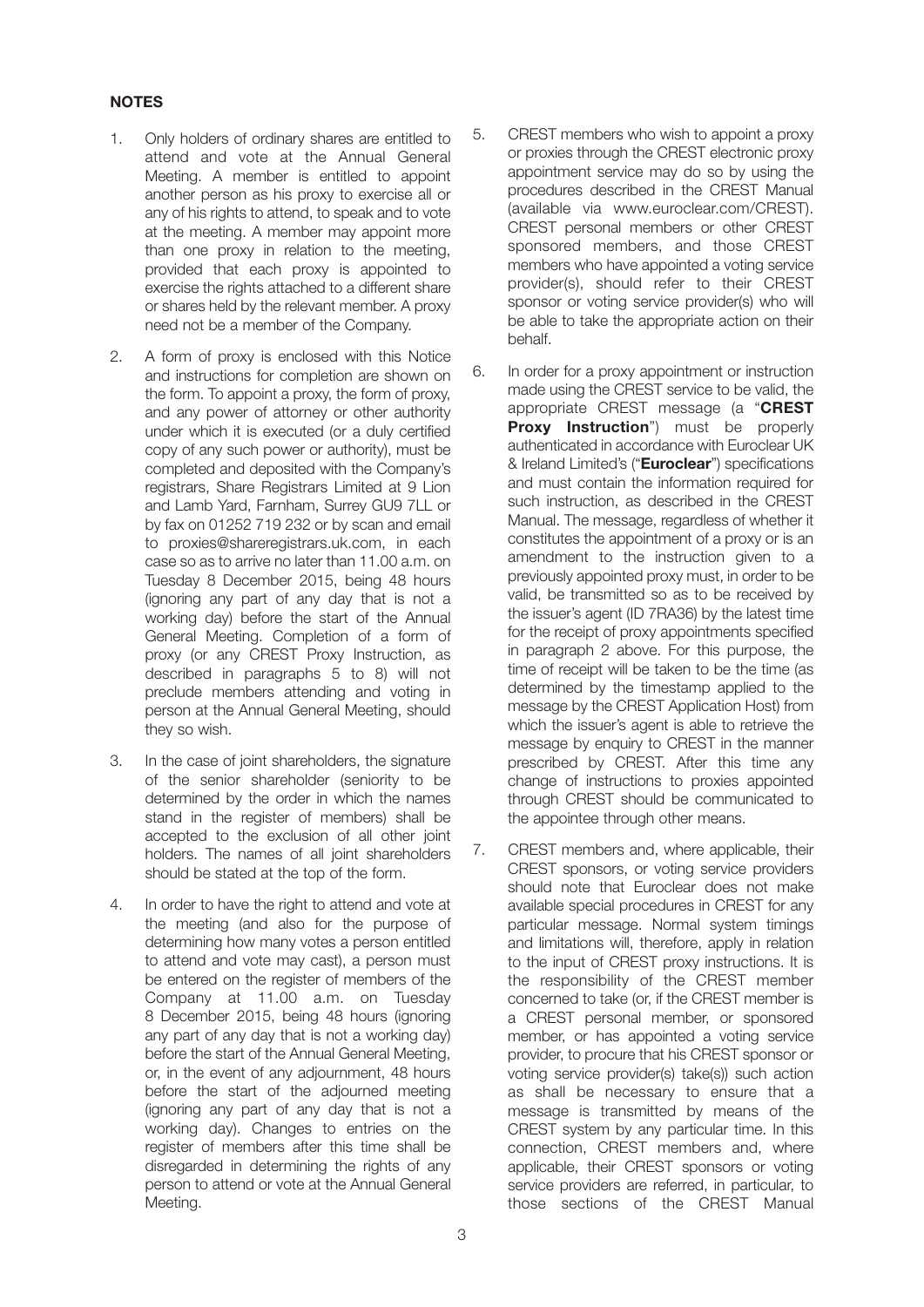**NOTES**

1. Only holders of ordinary shares are entitled to attend and vote at the Annual General Meeting. A member is entitled to appoint another person as his proxy to exercise all or any of his rights to attend, to speak and to vote at the meeting. A member may appoint more than one proxy in relation to the meeting, provided that each proxy is appointed to exercise the rights attached to a different share or shares held by the relevant member. A proxy need not be a member of the Company.

2. A form of proxy is enclosed with this Notice and instructions for completion are shown on the form. To appoint a proxy, the form of proxy, and any power of attorney or other authority under which it is executed (or a duly certified copy of any such power or authority), must be completed and deposited with the Company's registrars, Share Registrars Limited at 9 Lion and Lamb Yard, Farnham, Surrey GU9 7LL or by fax on 01252 719 232 or by scan and email to proxies@shareregistrars.uk.com, in each case so as to arrive no later than 11.00 a.m. on Tuesday 8 December 2015, being 48 hours (ignoring any part of any day that is not a working day) before the start of the Annual General Meeting. Completion of a form of proxy (or any CREST Proxy Instruction, as described in paragraphs 5 to 8) will not preclude members attending and voting in person at the Annual General Meeting, should they so wish.

3. In the case of joint shareholders, the signature of the senior shareholder (seniority to be determined by the order in which the names stand in the register of members) shall be accepted to the exclusion of all other joint holders. The names of all joint shareholders should be stated at the top of the form.

4. In order to have the right to attend and vote at the meeting (and also for the purpose of determining how many votes a person entitled to attend and vote may cast), a person must be entered on the register of members of the Company at 11.00 a.m. on Tuesday 8 December 2015, being 48 hours (ignoring any part of any day that is not a working day) before the start of the Annual General Meeting, or, in the event of any adjournment, 48 hours before the start of the adjourned meeting (ignoring any part of any day that is not a working day). Changes to entries on the register of members after this time shall be disregarded in determining the rights of any person to attend or vote at the Annual General Meeting.

5. CREST members who wish to appoint a proxy or proxies through the CREST electronic proxy appointment service may do so by using the procedures described in the CREST Manual (available via www.euroclear.com/CREST). CREST personal members or other CREST sponsored members, and those CREST members who have appointed a voting service provider(s), should refer to their CREST sponsor or voting service provider(s) who will be able to take the appropriate action on their behalf.

6. In order for a proxy appointment or instruction made using the CREST service to be valid, the appropriate CREST message (a "**CREST Proxy Instruction**") must be properly authenticated in accordance with Euroclear UK & Ireland Limited's ("**Euroclear**") specifications and must contain the information required for such instruction, as described in the CREST Manual. The message, regardless of whether it constitutes the appointment of a proxy or is an amendment to the instruction given to a previously appointed proxy must, in order to be valid, be transmitted so as to be received by the issuer's agent (ID 7RA36) by the latest time for the receipt of proxy appointments specified in paragraph 2 above. For this purpose, the time of receipt will be taken to be the time (as determined by the timestamp applied to the message by the CREST Application Host) from which the issuer's agent is able to retrieve the message by enquiry to CREST in the manner prescribed by CREST. After this time any change of instructions to proxies appointed through CREST should be communicated to the appointee through other means.

7. CREST members and, where applicable, their CREST sponsors, or voting service providers should note that Euroclear does not make available special procedures in CREST for any particular message. Normal system timings and limitations will, therefore, apply in relation to the input of CREST proxy instructions. It is the responsibility of the CREST member concerned to take (or, if the CREST member is a CREST personal member, or sponsored member, or has appointed a voting service provider, to procure that his CREST sponsor or voting service provider(s) take(s)) such action as shall be necessary to ensure that a message is transmitted by means of the CREST system by any particular time. In this connection, CREST members and, where applicable, their CREST sponsors or voting service providers are referred, in particular, to those sections of the CREST Manual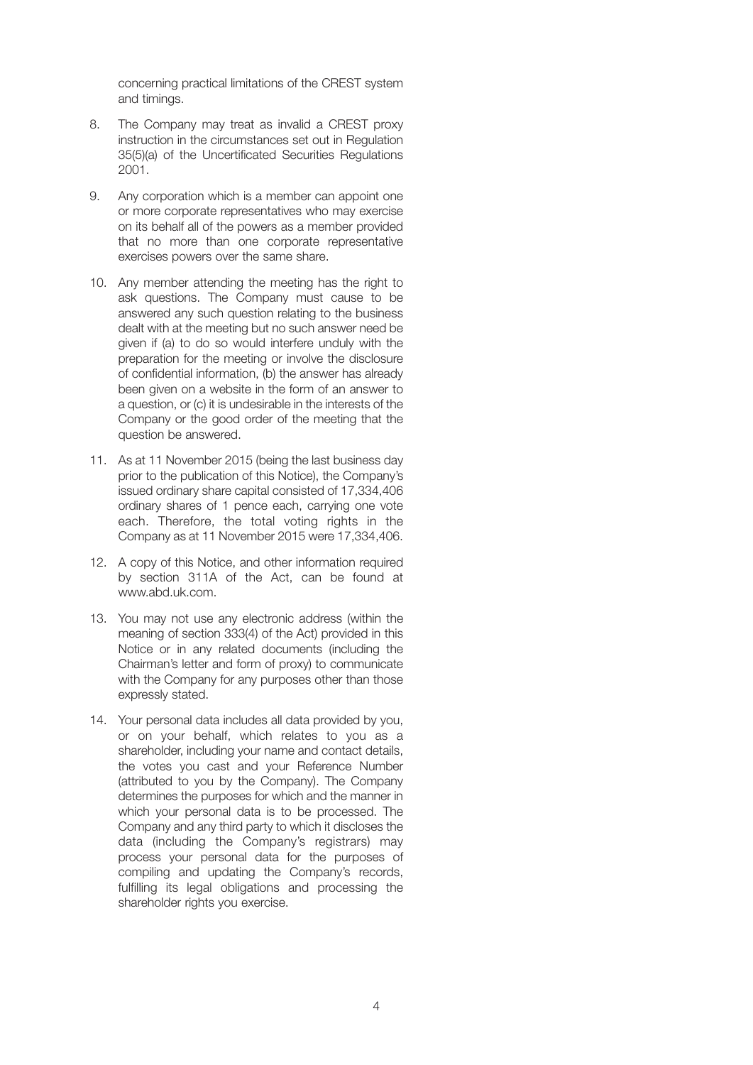concerning practical limitations of the CREST system and timings.

8. The Company may treat as invalid a CREST proxy instruction in the circumstances set out in Regulation 35(5)(a) of the Uncertificated Securities Regulations 2001.

9. Any corporation which is a member can appoint one or more corporate representatives who may exercise on its behalf all of the powers as a member provided that no more than one corporate representative exercises powers over the same share.

10. Any member attending the meeting has the right to ask questions. The Company must cause to be answered any such question relating to the business dealt with at the meeting but no such answer need be given if (a) to do so would interfere unduly with the preparation for the meeting or involve the disclosure of confidential information, (b) the answer has already been given on a website in the form of an answer to a question, or (c) it is undesirable in the interests of the Company or the good order of the meeting that the question be answered.

11. As at 11 November 2015 (being the last business day prior to the publication of this Notice), the Company's issued ordinary share capital consisted of 17,334,406 ordinary shares of 1 pence each, carrying one vote each. Therefore, the total voting rights in the Company as at 11 November 2015 were 17,334,406.

12. A copy of this Notice, and other information required by section 311A of the Act, can be found at www.abd.uk.com.

13. You may not use any electronic address (within the meaning of section 333(4) of the Act) provided in this Notice or in any related documents (including the Chairman's letter and form of proxy) to communicate with the Company for any purposes other than those expressly stated.

14. Your personal data includes all data provided by you, or on your behalf, which relates to you as a shareholder, including your name and contact details, the votes you cast and your Reference Number (attributed to you by the Company). The Company determines the purposes for which and the manner in which your personal data is to be processed. The Company and any third party to which it discloses the data (including the Company's registrars) may process your personal data for the purposes of compiling and updating the Company's records, fulfilling its legal obligations and processing the shareholder rights you exercise.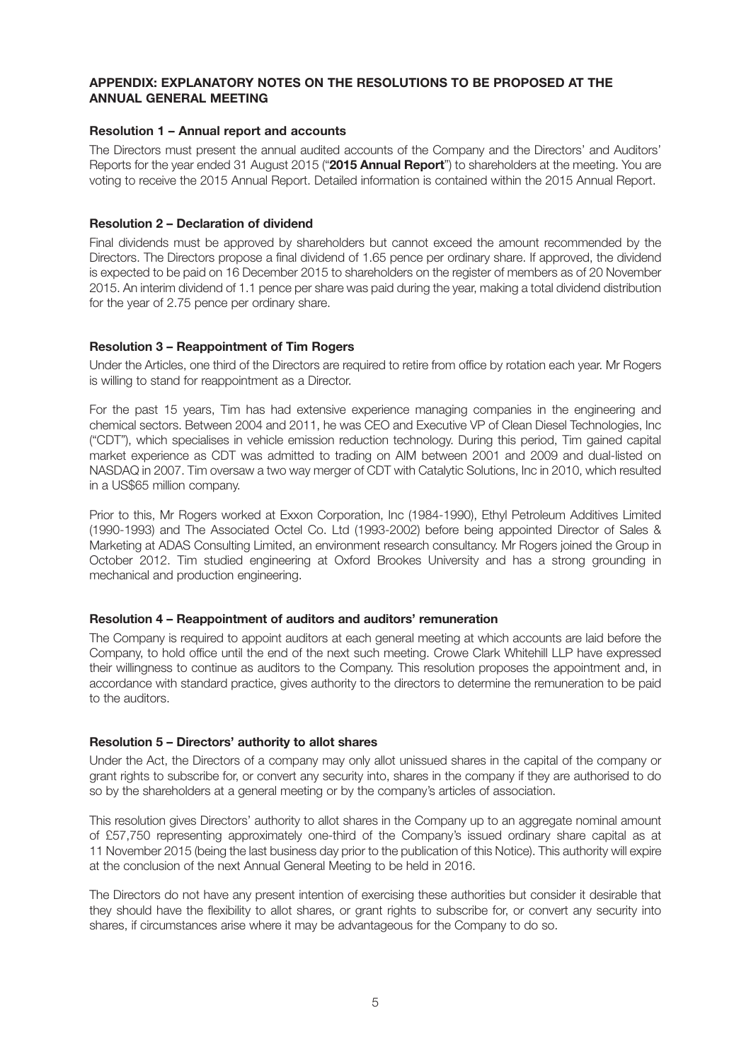## APPENDIX: EXPLANATORY NOTES ON THE RESOLUTIONS TO BE PROPOSED AT THE ANNUAL GENERAL MEETING

### Resolution 1 – Annual report and accounts

The Directors must present the annual audited accounts of the Company and the Directors' and Auditors' Reports for the year ended 31 August 2015 ("**2015 Annual Report**") to shareholders at the meeting. You are voting to receive the 2015 Annual Report. Detailed information is contained within the 2015 Annual Report.

### Resolution 2 – Declaration of dividend

Final dividends must be approved by shareholders but cannot exceed the amount recommended by the Directors. The Directors propose a final dividend of 1.65 pence per ordinary share. If approved, the dividend is expected to be paid on 16 December 2015 to shareholders on the register of members as of 20 November 2015. An interim dividend of 1.1 pence per share was paid during the year, making a total dividend distribution for the year of 2.75 pence per ordinary share.

### Resolution 3 – Reappointment of Tim Rogers

Under the Articles, one third of the Directors are required to retire from office by rotation each year. Mr Rogers is willing to stand for reappointment as a Director.

For the past 15 years, Tim has had extensive experience managing companies in the engineering and chemical sectors. Between 2004 and 2011, he was CEO and Executive VP of Clean Diesel Technologies, Inc ("CDT"), which specialises in vehicle emission reduction technology. During this period, Tim gained capital market experience as CDT was admitted to trading on AIM between 2001 and 2009 and dual-listed on NASDAQ in 2007. Tim oversaw a two way merger of CDT with Catalytic Solutions, Inc in 2010, which resulted in a US$65 million company.

Prior to this, Mr Rogers worked at Exxon Corporation, Inc (1984-1990), Ethyl Petroleum Additives Limited (1990-1993) and The Associated Octel Co. Ltd (1993-2002) before being appointed Director of Sales & Marketing at ADAS Consulting Limited, an environment research consultancy. Mr Rogers joined the Group in October 2012. Tim studied engineering at Oxford Brookes University and has a strong grounding in mechanical and production engineering.

### Resolution 4 – Reappointment of auditors and auditors' remuneration

The Company is required to appoint auditors at each general meeting at which accounts are laid before the Company, to hold office until the end of the next such meeting. Crowe Clark Whitehill LLP have expressed their willingness to continue as auditors to the Company. This resolution proposes the appointment and, in accordance with standard practice, gives authority to the directors to determine the remuneration to be paid to the auditors.

### Resolution 5 – Directors' authority to allot shares

Under the Act, the Directors of a company may only allot unissued shares in the capital of the company or grant rights to subscribe for, or convert any security into, shares in the company if they are authorised to do so by the shareholders at a general meeting or by the company's articles of association.

This resolution gives Directors' authority to allot shares in the Company up to an aggregate nominal amount of £57,750 representing approximately one-third of the Company's issued ordinary share capital as at 11 November 2015 (being the last business day prior to the publication of this Notice). This authority will expire at the conclusion of the next Annual General Meeting to be held in 2016.

The Directors do not have any present intention of exercising these authorities but consider it desirable that they should have the flexibility to allot shares, or grant rights to subscribe for, or convert any security into shares, if circumstances arise where it may be advantageous for the Company to do so.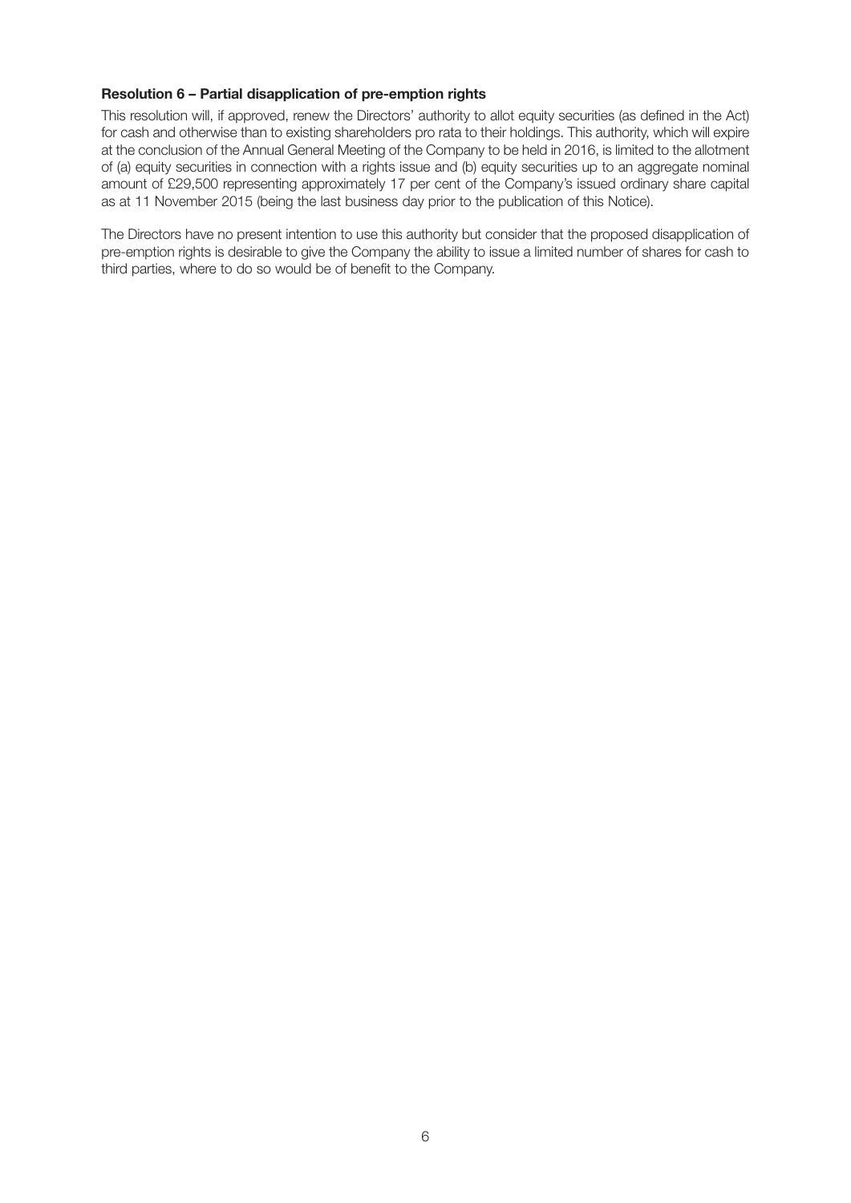**Resolution 6 – Partial disapplication of pre-emption rights**

This resolution will, if approved, renew the Directors' authority to allot equity securities (as defined in the Act) for cash and otherwise than to existing shareholders pro rata to their holdings. This authority, which will expire at the conclusion of the Annual General Meeting of the Company to be held in 2016, is limited to the allotment of (a) equity securities in connection with a rights issue and (b) equity securities up to an aggregate nominal amount of £29,500 representing approximately 17 per cent of the Company's issued ordinary share capital as at 11 November 2015 (being the last business day prior to the publication of this Notice).

The Directors have no present intention to use this authority but consider that the proposed disapplication of pre-emption rights is desirable to give the Company the ability to issue a limited number of shares for cash to third parties, where to do so would be of benefit to the Company.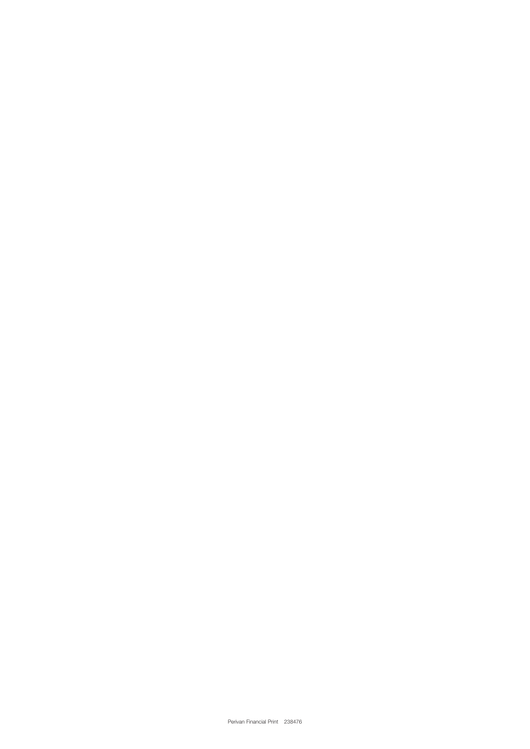Perivan Financial Print 238476